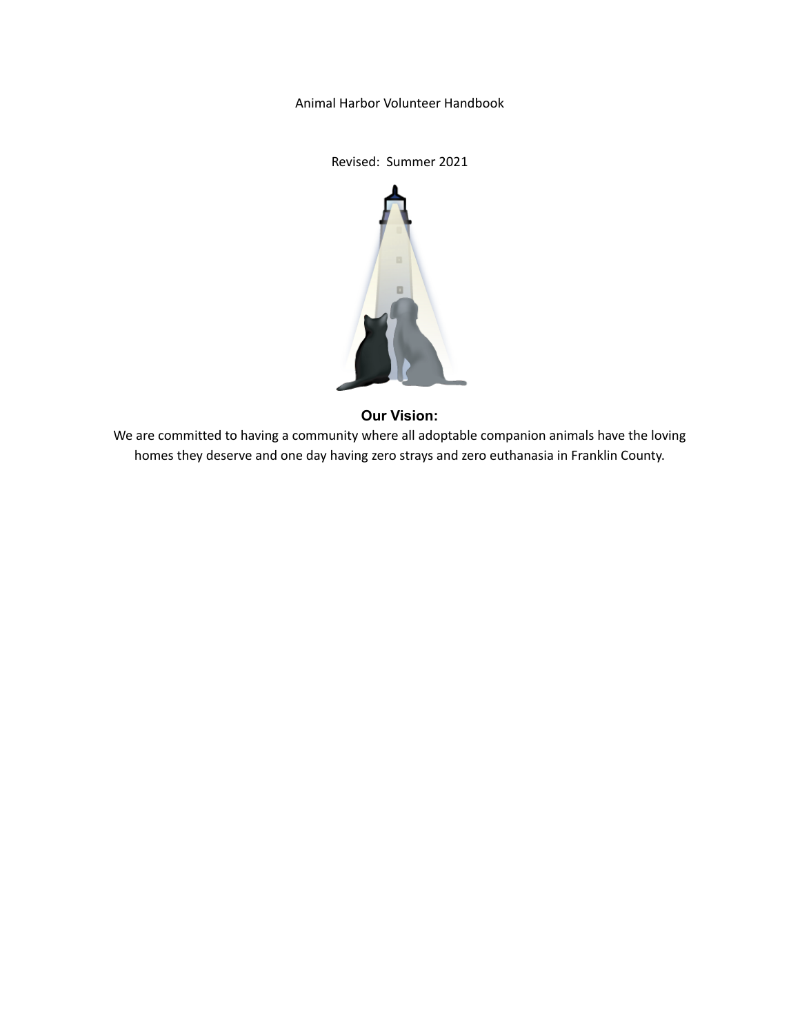# Animal Harbor Volunteer Handbook

Revised: Summer 2021

## Our Vision:

We are committed to having a community where all adoptable companion animals have the loving homes they deserve and one day having zero strays and zero euthanasia in Franklin County.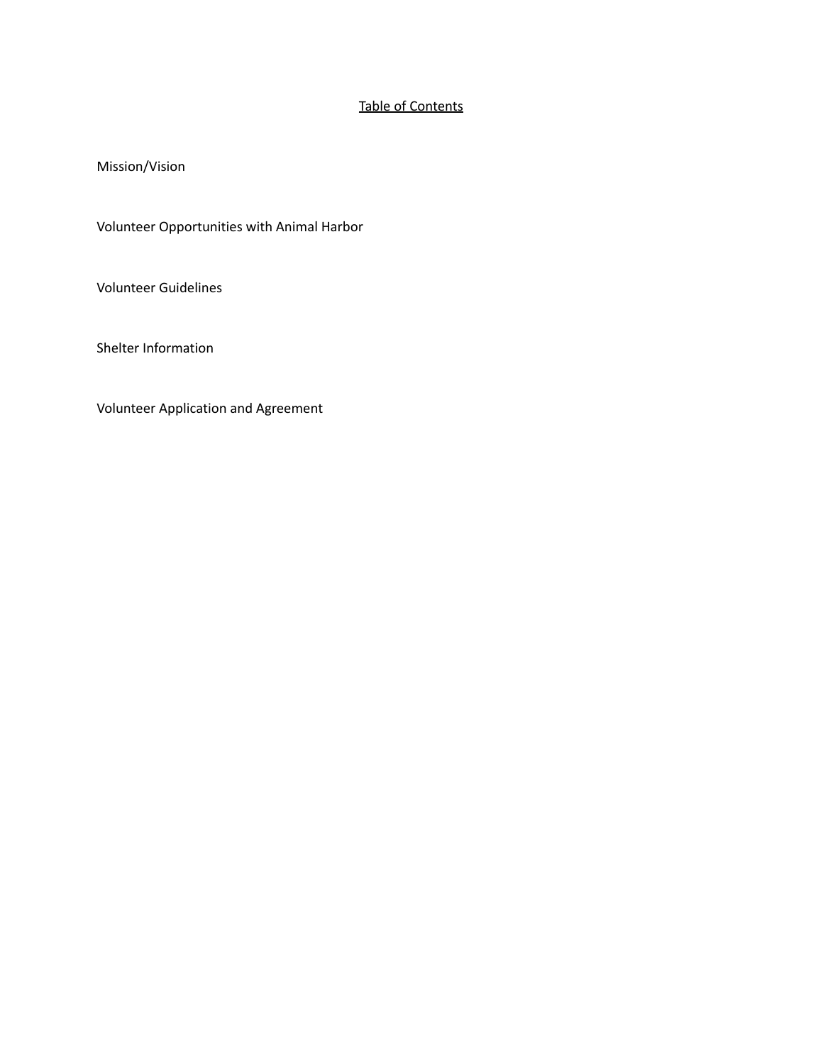## Table of Contents

Mission/Vision

Volunteer Opportunities with Animal Harbor

Volunteer Guidelines

Shelter Information

Volunteer Application and Agreement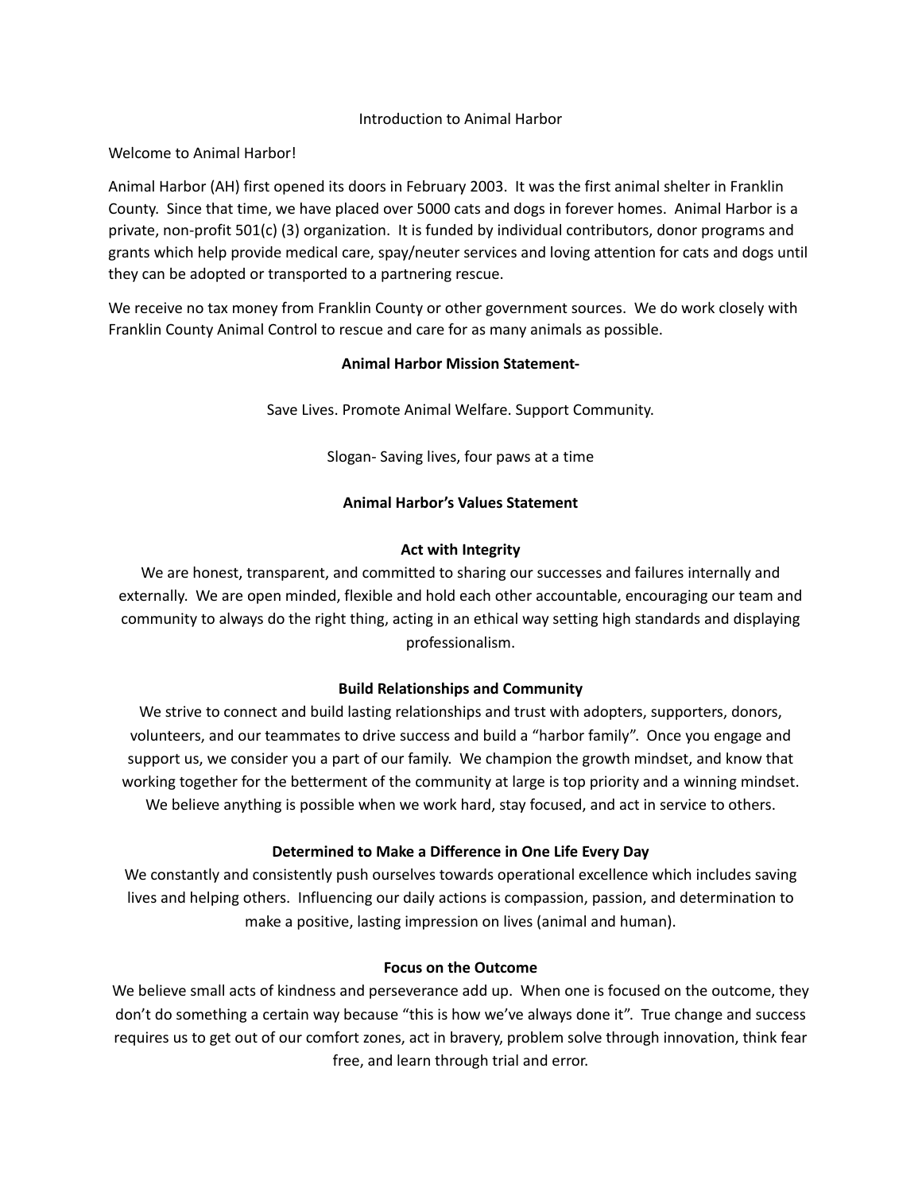# Introduction to Animal Harbor

Welcome to Animal Harbor!

Animal Harbor (AH) first opened its doors in February 2003. It was the first animal shelter in Franklin County. Since that time, we have placed over 5000 cats and dogs in forever homes. Animal Harbor is a private, non-profit 501(c) (3) organization. It is funded by individual contributors, donor programs and grants which help provide medical care, spay/neuter services and loving attention for cats and dogs until they can be adopted or transported to a partnering rescue.

We receive no tax money from Franklin County or other government sources. We do work closely with Franklin County Animal Control to rescue and care for as many animals as possible.

## Animal Harbor Mission Statement-

Save Lives. Promote Animal Welfare. Support Community.

Slogan- Saving lives, four paws at a time

## Animal Harbor's Values Statement

### Act with Integrity

We are honest, transparent, and committed to sharing our successes and failures internally and externally. We are open minded, flexible and hold each other accountable, encouraging our team and community to always do the right thing, acting in an ethical way setting high standards and displaying professionalism.

### Build Relationships and Community

We strive to connect and build lasting relationships and trust with adopters, supporters, donors, volunteers, and our teammates to drive success and build a "harbor family". Once you engage and support us, we consider you a part of our family. We champion the growth mindset, and know that working together for the betterment of the community at large is top priority and a winning mindset. We believe anything is possible when we work hard, stay focused, and act in service to others.

### Determined to Make a Difference in One Life Every Day

We constantly and consistently push ourselves towards operational excellence which includes saving lives and helping others. Influencing our daily actions is compassion, passion, and determination to make a positive, lasting impression on lives (animal and human).

### Focus on the Outcome

We believe small acts of kindness and perseverance add up. When one is focused on the outcome, they don't do something a certain way because "this is how we've always done it". True change and success requires us to get out of our comfort zones, act in bravery, problem solve through innovation, think fear free, and learn through trial and error.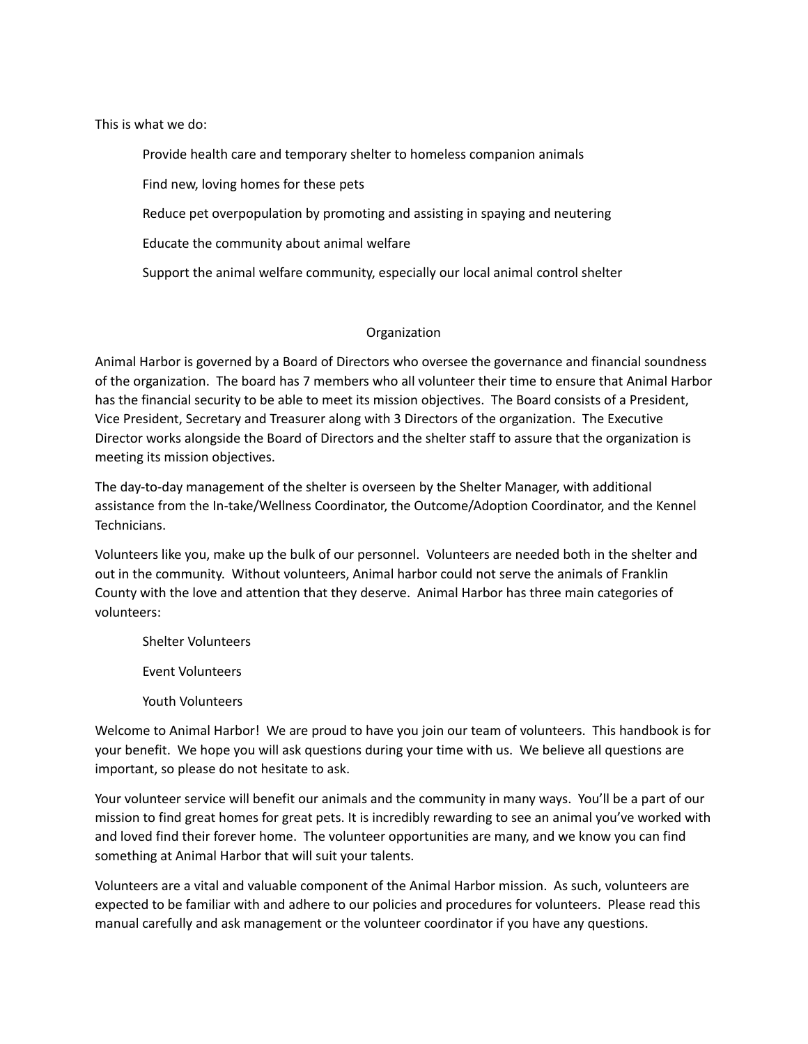This is what we do:

- Provide health care and temporary shelter to homeless companion animals
- Find new, loving homes for these pets
- Reduce pet overpopulation by promoting and assisting in spaying and neutering
- Educate the community about animal welfare
- Support the animal welfare community, especially our local animal control shelter

## Organization

Animal Harbor is governed by a Board of Directors who oversee the governance and financial soundness of the organization. The board has 7 members who all volunteer their time to ensure that Animal Harbor has the financial security to be able to meet its mission objectives. The Board consists of a President, Vice President, Secretary and Treasurer along with 3 Directors of the organization. The Executive Director works alongside the Board of Directors and the shelter staff to assure that the organization is meeting its mission objectives.

The day-to-day management of the shelter is overseen by the Shelter Manager, with additional assistance from the In-take/Wellness Coordinator, the Outcome/Adoption Coordinator, and the Kennel Technicians.

Volunteers like you, make up the bulk of our personnel. Volunteers are needed both in the shelter and out in the community. Without volunteers, Animal harbor could not serve the animals of Franklin County with the love and attention that they deserve. Animal Harbor has three main categories of volunteers:

- Shelter Volunteers
- Event Volunteers
- Youth Volunteers

Welcome to Animal Harbor! We are proud to have you join our team of volunteers. This handbook is for your benefit. We hope you will ask questions during your time with us. We believe all questions are important, so please do not hesitate to ask.

Your volunteer service will benefit our animals and the community in many ways. You'll be a part of our mission to find great homes for great pets. It is incredibly rewarding to see an animal you've worked with and loved find their forever home. The volunteer opportunities are many, and we know you can find something at Animal Harbor that will suit your talents.

Volunteers are a vital and valuable component of the Animal Harbor mission. As such, volunteers are expected to be familiar with and adhere to our policies and procedures for volunteers. Please read this manual carefully and ask management or the volunteer coordinator if you have any questions.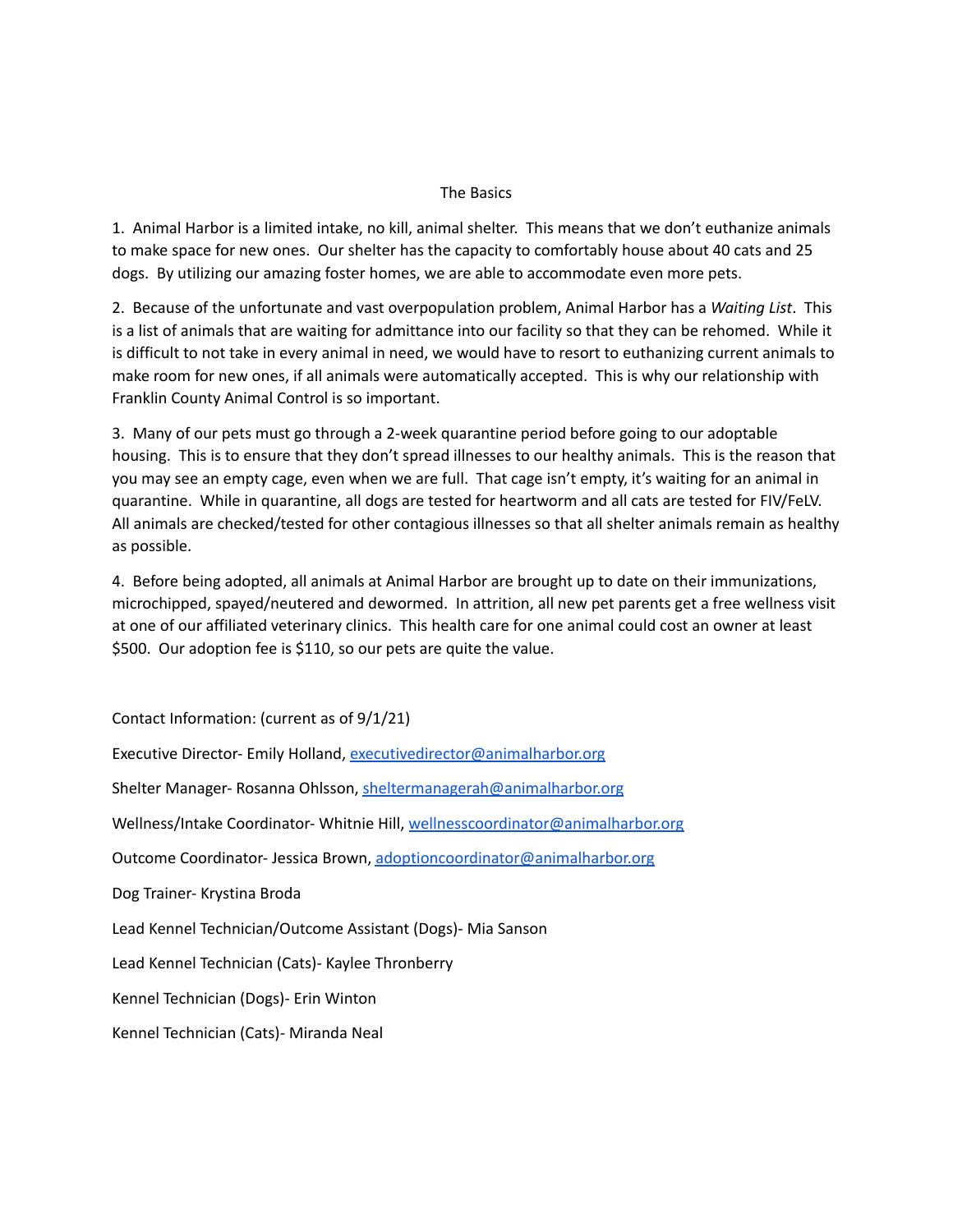## The Basics

1. Animal Harbor is a limited intake, no kill, animal shelter. This means that we don't euthanize animals to make space for new ones. Our shelter has the capacity to comfortably house about 40 cats and 25 dogs. By utilizing our amazing foster homes, we are able to accommodate even more pets.

2. Because of the unfortunate and vast overpopulation problem, Animal Harbor has a *Waiting List*. This is a list of animals that are waiting for admittance into our facility so that they can be rehomed. While it is difficult to not take in every animal in need, we would have to resort to euthanizing current animals to make room for new ones, if all animals were automatically accepted. This is why our relationship with Franklin County Animal Control is so important.

3. Many of our pets must go through a 2-week quarantine period before going to our adoptable housing. This is to ensure that they don't spread illnesses to our healthy animals. This is the reason that you may see an empty cage, even when we are full. That cage isn't empty, it's waiting for an animal in quarantine. While in quarantine, all dogs are tested for heartworm and all cats are tested for FIV/FeLV. All animals are checked/tested for other contagious illnesses so that all shelter animals remain as healthy as possible.

4. Before being adopted, all animals at Animal Harbor are brought up to date on their immunizations, microchipped, spayed/neutered and dewormed. In attrition, all new pet parents get a free wellness visit at one of our affiliated veterinary clinics. This health care for one animal could cost an owner at least $500. Our adoption fee is $110, so our pets are quite the value.

Contact Information: (current as of 9/1/21)

Executive Director- Emily Holland, executivedirector@animalharbor.org

Shelter Manager- Rosanna Ohlsson, sheltermanagerah@animalharbor.org

Wellness/Intake Coordinator- Whitnie Hill, wellnesscoordinator@animalharbor.org

Outcome Coordinator- Jessica Brown, adoptioncoordinator@animalharbor.org

Dog Trainer- Krystina Broda

Lead Kennel Technician/Outcome Assistant (Dogs)- Mia Sanson

Lead Kennel Technician (Cats)- Kaylee Thronberry

Kennel Technician (Dogs)- Erin Winton

Kennel Technician (Cats)- Miranda Neal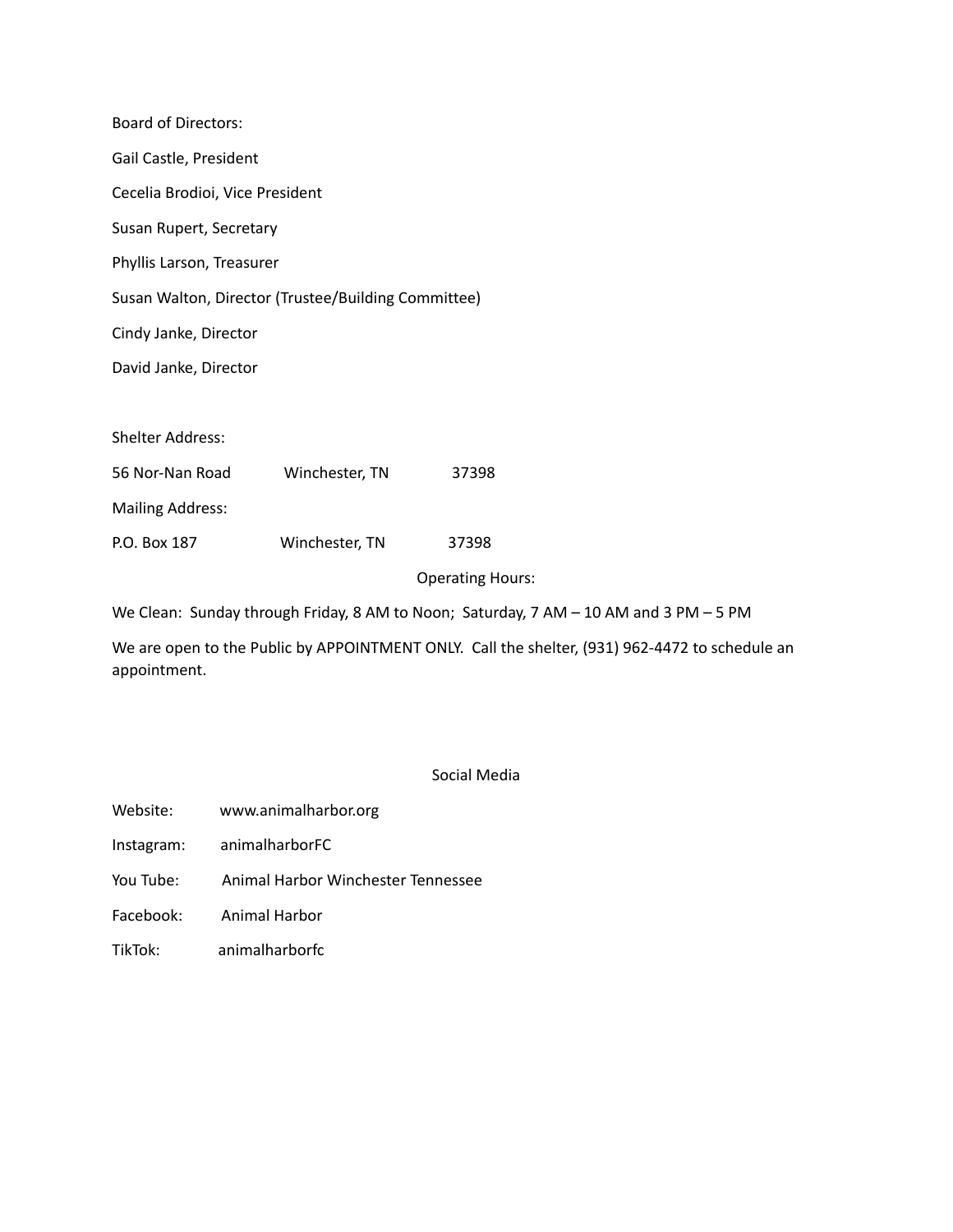Board of Directors:

Gail Castle, President

Cecelia Brodioi, Vice President

Susan Rupert, Secretary

Phyllis Larson, Treasurer

Susan Walton, Director (Trustee/Building Committee)

Cindy Janke, Director

David Janke, Director

Shelter Address:

56 Nor-Nan Road Winchester, TN 37398

Mailing Address:

P.O. Box 187 Winchester, TN 37398

Operating Hours:

We Clean: Sunday through Friday, 8 AM to Noon; Saturday, 7 AM – 10 AM and 3 PM – 5 PM

We are open to the Public by APPOINTMENT ONLY. Call the shelter, (931) 962-4472 to schedule an appointment.

Social Media

Website: www.animalharbor.org

Instagram: animalharborFC

You Tube: Animal Harbor Winchester Tennessee

Facebook: Animal Harbor

TikTok: animalharborfc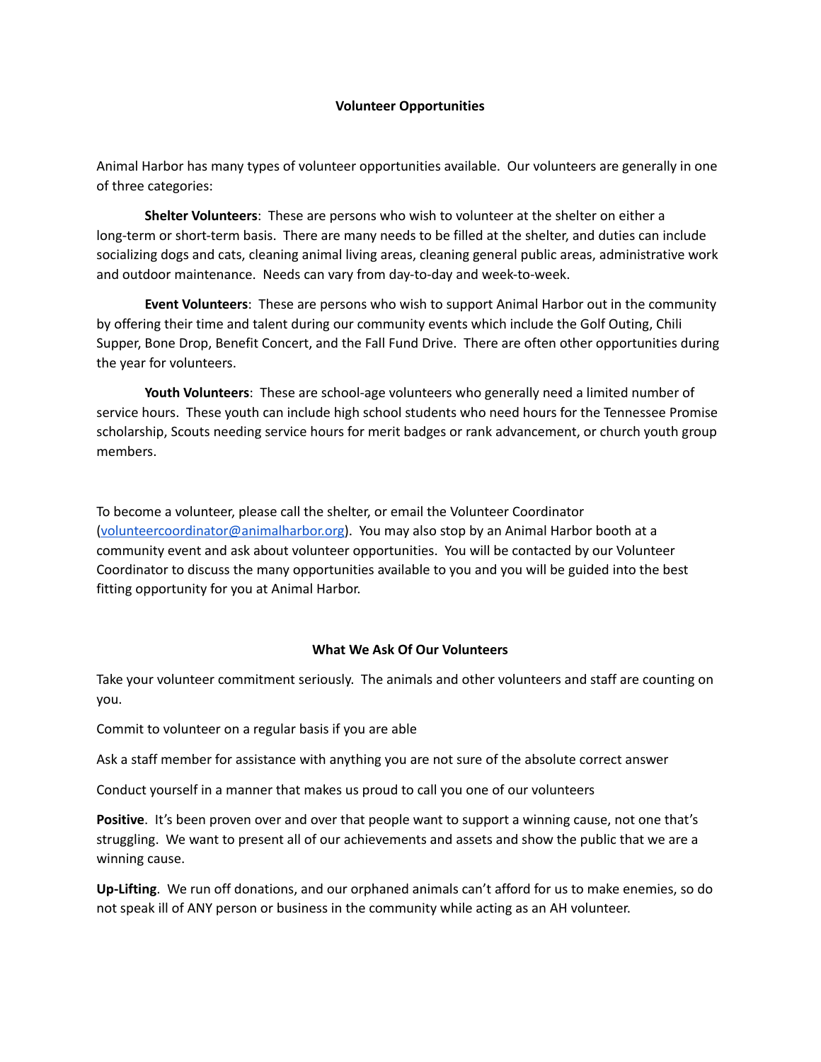## Volunteer Opportunities

Animal Harbor has many types of volunteer opportunities available. Our volunteers are generally in one of three categories:

**Shelter Volunteers**: These are persons who wish to volunteer at the shelter on either a long-term or short-term basis. There are many needs to be filled at the shelter, and duties can include socializing dogs and cats, cleaning animal living areas, cleaning general public areas, administrative work and outdoor maintenance. Needs can vary from day-to-day and week-to-week.

**Event Volunteers**: These are persons who wish to support Animal Harbor out in the community by offering their time and talent during our community events which include the Golf Outing, Chili Supper, Bone Drop, Benefit Concert, and the Fall Fund Drive. There are often other opportunities during the year for volunteers.

**Youth Volunteers**: These are school-age volunteers who generally need a limited number of service hours. These youth can include high school students who need hours for the Tennessee Promise scholarship, Scouts needing service hours for merit badges or rank advancement, or church youth group members.

To become a volunteer, please call the shelter, or email the Volunteer Coordinator (volunteercoordinator@animalharbor.org). You may also stop by an Animal Harbor booth at a community event and ask about volunteer opportunities. You will be contacted by our Volunteer Coordinator to discuss the many opportunities available to you and you will be guided into the best fitting opportunity for you at Animal Harbor.

## What We Ask Of Our Volunteers

Take your volunteer commitment seriously. The animals and other volunteers and staff are counting on you.

Commit to volunteer on a regular basis if you are able

Ask a staff member for assistance with anything you are not sure of the absolute correct answer

Conduct yourself in a manner that makes us proud to call you one of our volunteers

**Positive**. It's been proven over and over that people want to support a winning cause, not one that's struggling. We want to present all of our achievements and assets and show the public that we are a winning cause.

**Up-Lifting**. We run off donations, and our orphaned animals can't afford for us to make enemies, so do not speak ill of ANY person or business in the community while acting as an AH volunteer.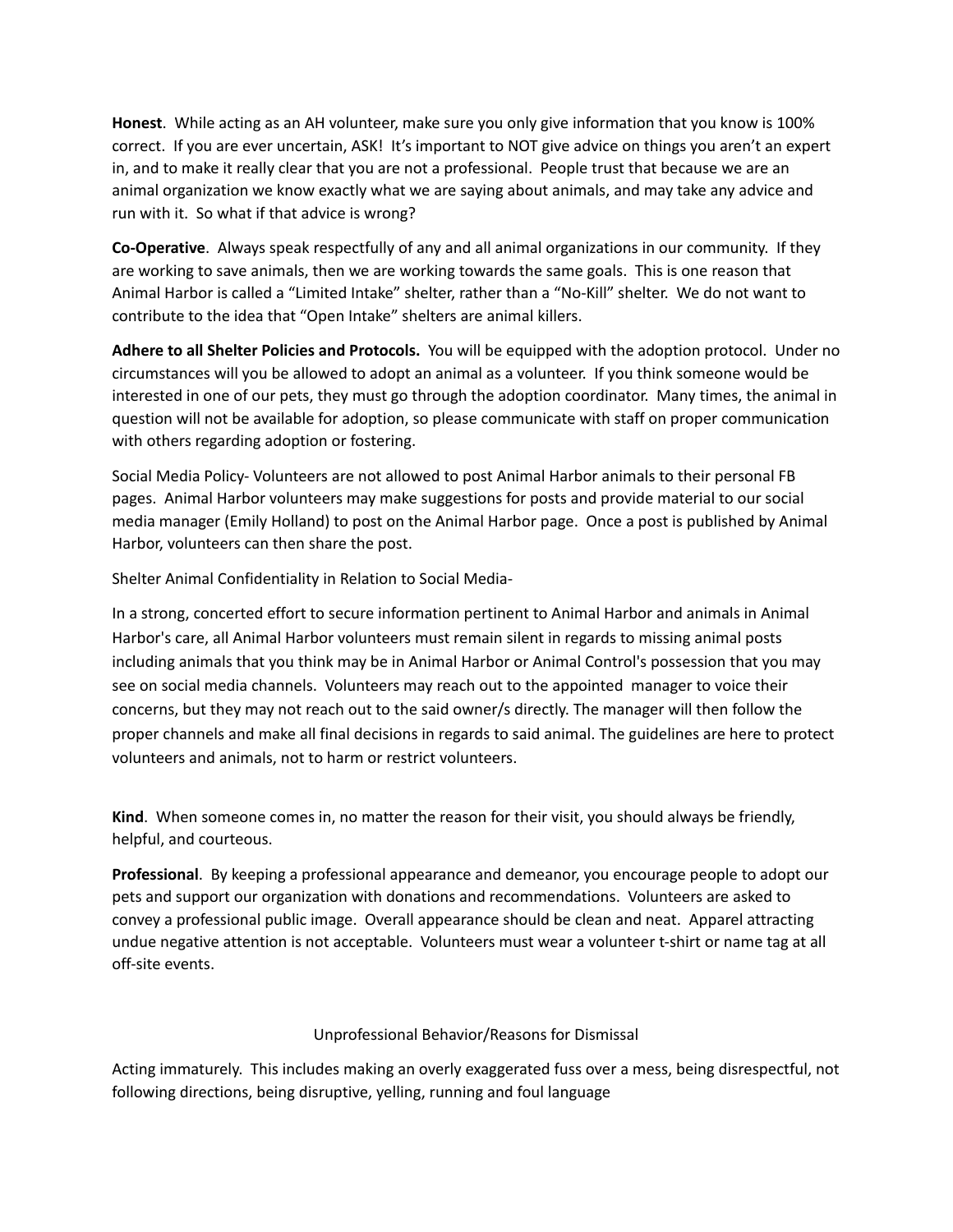**Honest**. While acting as an AH volunteer, make sure you only give information that you know is 100% correct. If you are ever uncertain, ASK! It's important to NOT give advice on things you aren't an expert in, and to make it really clear that you are not a professional. People trust that because we are an animal organization we know exactly what we are saying about animals, and may take any advice and run with it. So what if that advice is wrong?

**Co-Operative**. Always speak respectfully of any and all animal organizations in our community. If they are working to save animals, then we are working towards the same goals. This is one reason that Animal Harbor is called a "Limited Intake" shelter, rather than a "No-Kill" shelter. We do not want to contribute to the idea that "Open Intake" shelters are animal killers.

**Adhere to all Shelter Policies and Protocols.** You will be equipped with the adoption protocol. Under no circumstances will you be allowed to adopt an animal as a volunteer. If you think someone would be interested in one of our pets, they must go through the adoption coordinator. Many times, the animal in question will not be available for adoption, so please communicate with staff on proper communication with others regarding adoption or fostering.

Social Media Policy- Volunteers are not allowed to post Animal Harbor animals to their personal FB pages. Animal Harbor volunteers may make suggestions for posts and provide material to our social media manager (Emily Holland) to post on the Animal Harbor page. Once a post is published by Animal Harbor, volunteers can then share the post.

Shelter Animal Confidentiality in Relation to Social Media-

In a strong, concerted effort to secure information pertinent to Animal Harbor and animals in Animal Harbor's care, all Animal Harbor volunteers must remain silent in regards to missing animal posts including animals that you think may be in Animal Harbor or Animal Control's possession that you may see on social media channels. Volunteers may reach out to the appointed manager to voice their concerns, but they may not reach out to the said owner/s directly. The manager will then follow the proper channels and make all final decisions in regards to said animal. The guidelines are here to protect volunteers and animals, not to harm or restrict volunteers.

**Kind**. When someone comes in, no matter the reason for their visit, you should always be friendly, helpful, and courteous.

**Professional**. By keeping a professional appearance and demeanor, you encourage people to adopt our pets and support our organization with donations and recommendations. Volunteers are asked to convey a professional public image. Overall appearance should be clean and neat. Apparel attracting undue negative attention is not acceptable. Volunteers must wear a volunteer t-shirt or name tag at all off-site events.

## Unprofessional Behavior/Reasons for Dismissal

Acting immaturely. This includes making an overly exaggerated fuss over a mess, being disrespectful, not following directions, being disruptive, yelling, running and foul language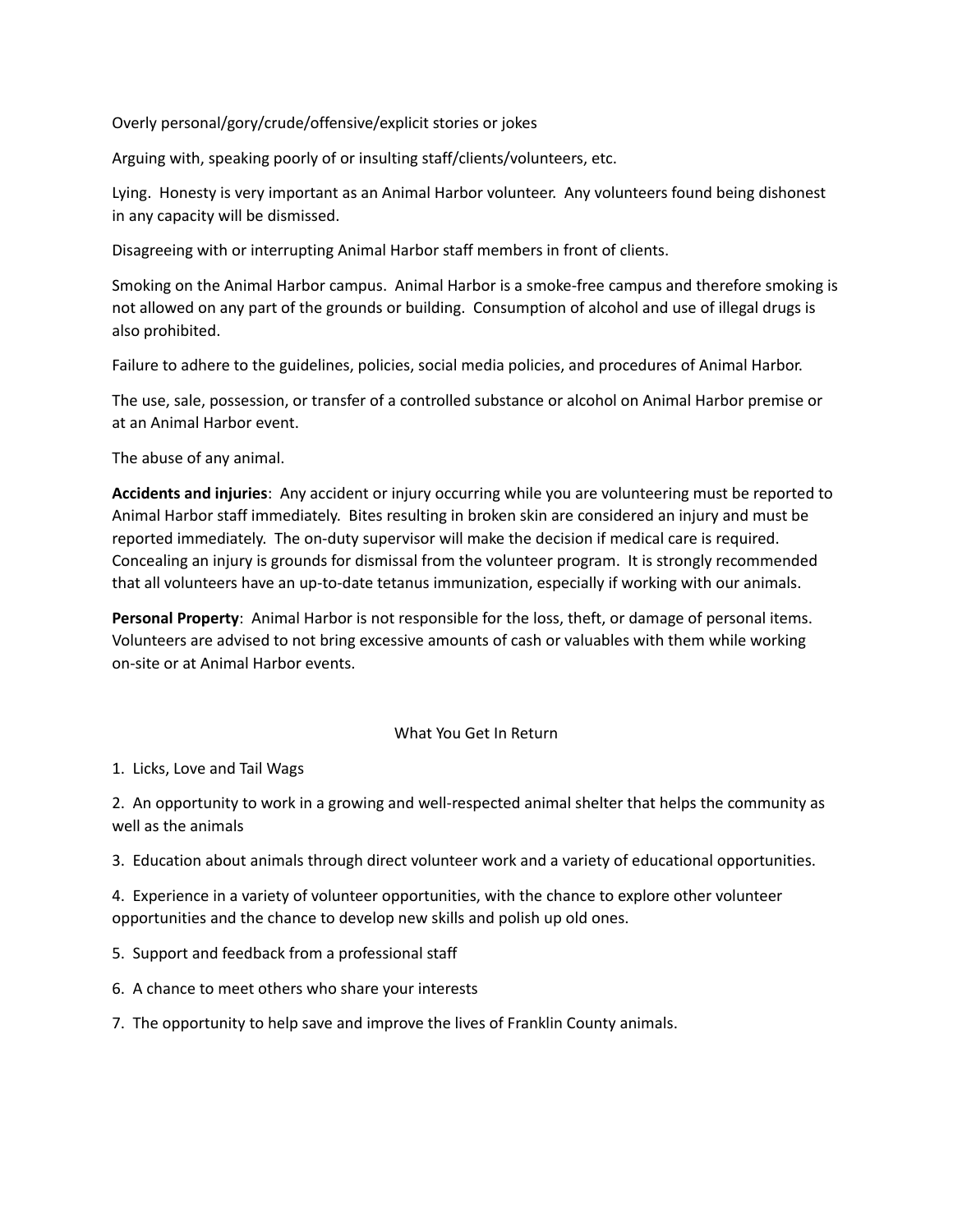Overly personal/gory/crude/offensive/explicit stories or jokes

Arguing with, speaking poorly of or insulting staff/clients/volunteers, etc.

Lying.  Honesty is very important as an Animal Harbor volunteer.  Any volunteers found being dishonest in any capacity will be dismissed.

Disagreeing with or interrupting Animal Harbor staff members in front of clients.

Smoking on the Animal Harbor campus.  Animal Harbor is a smoke-free campus and therefore smoking is not allowed on any part of the grounds or building.  Consumption of alcohol and use of illegal drugs is also prohibited.

Failure to adhere to the guidelines, policies, social media policies, and procedures of Animal Harbor.

The use, sale, possession, or transfer of a controlled substance or alcohol on Animal Harbor premise or at an Animal Harbor event.

The abuse of any animal.

**Accidents and injuries**:  Any accident or injury occurring while you are volunteering must be reported to Animal Harbor staff immediately.  Bites resulting in broken skin are considered an injury and must be reported immediately.  The on-duty supervisor will make the decision if medical care is required.  Concealing an injury is grounds for dismissal from the volunteer program.  It is strongly recommended that all volunteers have an up-to-date tetanus immunization, especially if working with our animals.

**Personal Property**:  Animal Harbor is not responsible for the loss, theft, or damage of personal items.  Volunteers are advised to not bring excessive amounts of cash or valuables with them while working on-site or at Animal Harbor events.

## What You Get In Return

1. Licks, Love and Tail Wags
2. An opportunity to work in a growing and well-respected animal shelter that helps the community as well as the animals
3. Education about animals through direct volunteer work and a variety of educational opportunities.
4. Experience in a variety of volunteer opportunities, with the chance to explore other volunteer opportunities and the chance to develop new skills and polish up old ones.
5. Support and feedback from a professional staff
6. A chance to meet others who share your interests
7. The opportunity to help save and improve the lives of Franklin County animals.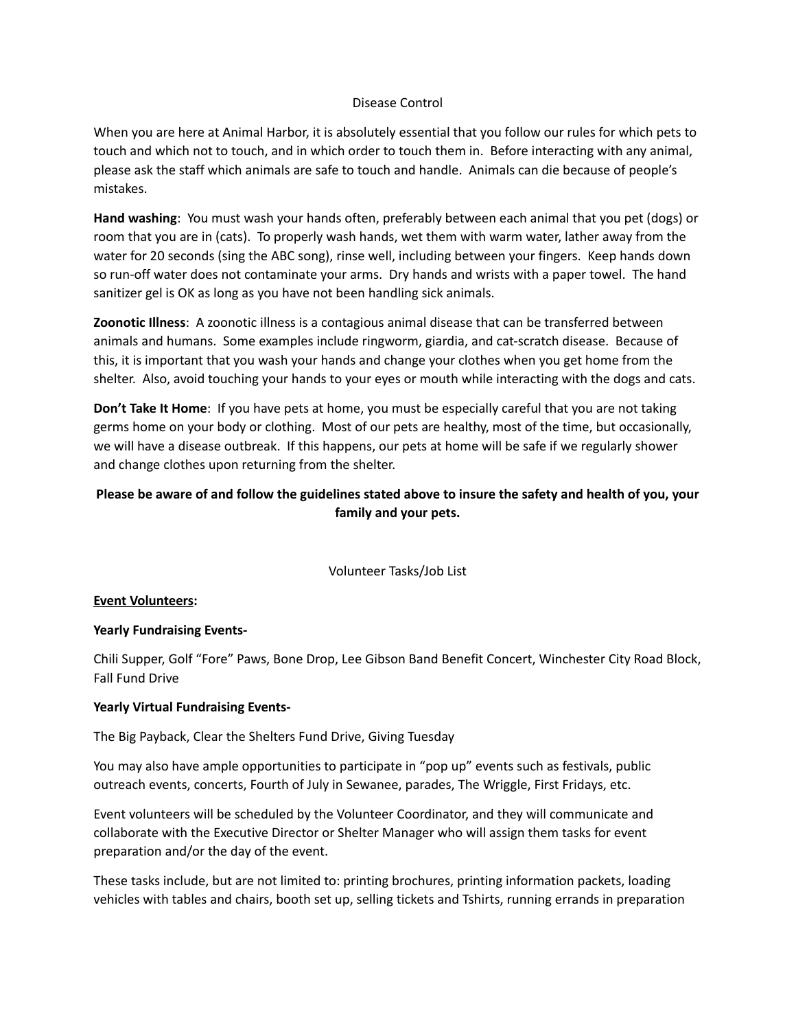## Disease Control

When you are here at Animal Harbor, it is absolutely essential that you follow our rules for which pets to touch and which not to touch, and in which order to touch them in. Before interacting with any animal, please ask the staff which animals are safe to touch and handle. Animals can die because of people's mistakes.

**Hand washing**: You must wash your hands often, preferably between each animal that you pet (dogs) or room that you are in (cats). To properly wash hands, wet them with warm water, lather away from the water for 20 seconds (sing the ABC song), rinse well, including between your fingers. Keep hands down so run-off water does not contaminate your arms. Dry hands and wrists with a paper towel. The hand sanitizer gel is OK as long as you have not been handling sick animals.

**Zoonotic Illness**: A zoonotic illness is a contagious animal disease that can be transferred between animals and humans. Some examples include ringworm, giardia, and cat-scratch disease. Because of this, it is important that you wash your hands and change your clothes when you get home from the shelter. Also, avoid touching your hands to your eyes or mouth while interacting with the dogs and cats.

**Don't Take It Home**: If you have pets at home, you must be especially careful that you are not taking germs home on your body or clothing. Most of our pets are healthy, most of the time, but occasionally, we will have a disease outbreak. If this happens, our pets at home will be safe if we regularly shower and change clothes upon returning from the shelter.

**Please be aware of and follow the guidelines stated above to insure the safety and health of you, your family and your pets.**

## Volunteer Tasks/Job List

**Event Volunteers:**

**Yearly Fundraising Events-**

Chili Supper, Golf "Fore" Paws, Bone Drop, Lee Gibson Band Benefit Concert, Winchester City Road Block, Fall Fund Drive

**Yearly Virtual Fundraising Events-**

The Big Payback, Clear the Shelters Fund Drive, Giving Tuesday

You may also have ample opportunities to participate in "pop up" events such as festivals, public outreach events, concerts, Fourth of July in Sewanee, parades, The Wriggle, First Fridays, etc.

Event volunteers will be scheduled by the Volunteer Coordinator, and they will communicate and collaborate with the Executive Director or Shelter Manager who will assign them tasks for event preparation and/or the day of the event.

These tasks include, but are not limited to: printing brochures, printing information packets, loading vehicles with tables and chairs, booth set up, selling tickets and Tshirts, running errands in preparation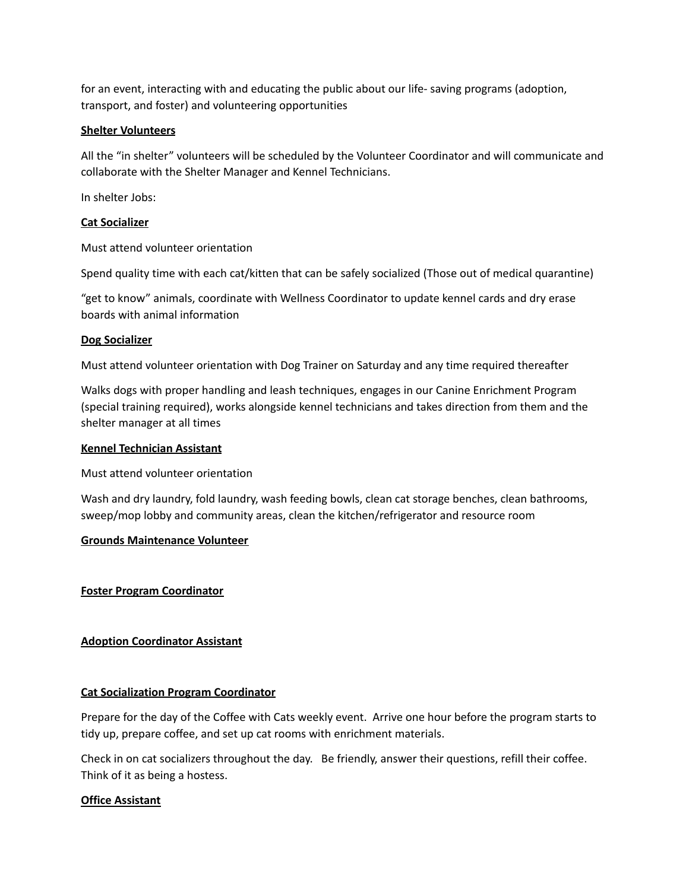for an event, interacting with and educating the public about our life- saving programs (adoption, transport, and foster) and volunteering opportunities

**Shelter Volunteers**

All the "in shelter" volunteers will be scheduled by the Volunteer Coordinator and will communicate and collaborate with the Shelter Manager and Kennel Technicians.

In shelter Jobs:

**Cat Socializer**

Must attend volunteer orientation

Spend quality time with each cat/kitten that can be safely socialized (Those out of medical quarantine)

"get to know" animals, coordinate with Wellness Coordinator to update kennel cards and dry erase boards with animal information

**Dog Socializer**

Must attend volunteer orientation with Dog Trainer on Saturday and any time required thereafter

Walks dogs with proper handling and leash techniques, engages in our Canine Enrichment Program (special training required), works alongside kennel technicians and takes direction from them and the shelter manager at all times

**Kennel Technician Assistant**

Must attend volunteer orientation

Wash and dry laundry, fold laundry, wash feeding bowls, clean cat storage benches, clean bathrooms, sweep/mop lobby and community areas, clean the kitchen/refrigerator and resource room

**Grounds Maintenance Volunteer**

**Foster Program Coordinator**

**Adoption Coordinator Assistant**

**Cat Socialization Program Coordinator**

Prepare for the day of the Coffee with Cats weekly event. Arrive one hour before the program starts to tidy up, prepare coffee, and set up cat rooms with enrichment materials.

Check in on cat socializers throughout the day. Be friendly, answer their questions, refill their coffee. Think of it as being a hostess.

**Office Assistant**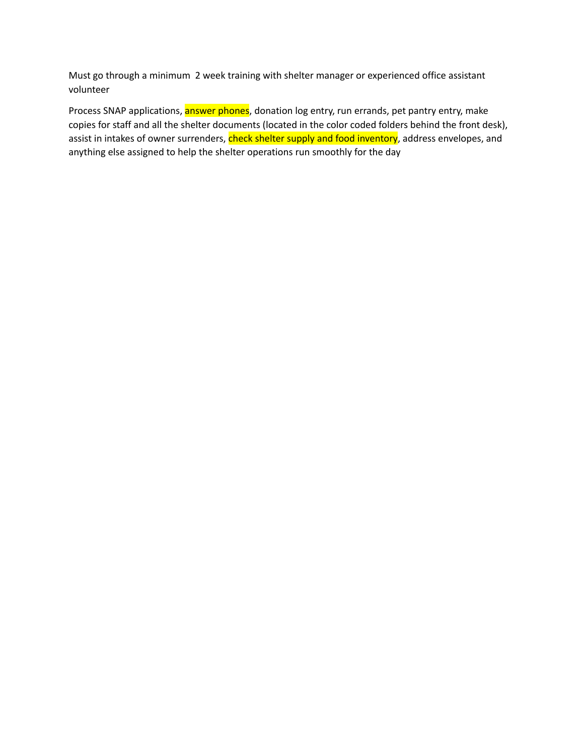Must go through a minimum 2 week training with shelter manager or experienced office assistant volunteer

Process SNAP applications, answer phones, donation log entry, run errands, pet pantry entry, make copies for staff and all the shelter documents (located in the color coded folders behind the front desk), assist in intakes of owner surrenders, check shelter supply and food inventory, address envelopes, and anything else assigned to help the shelter operations run smoothly for the day